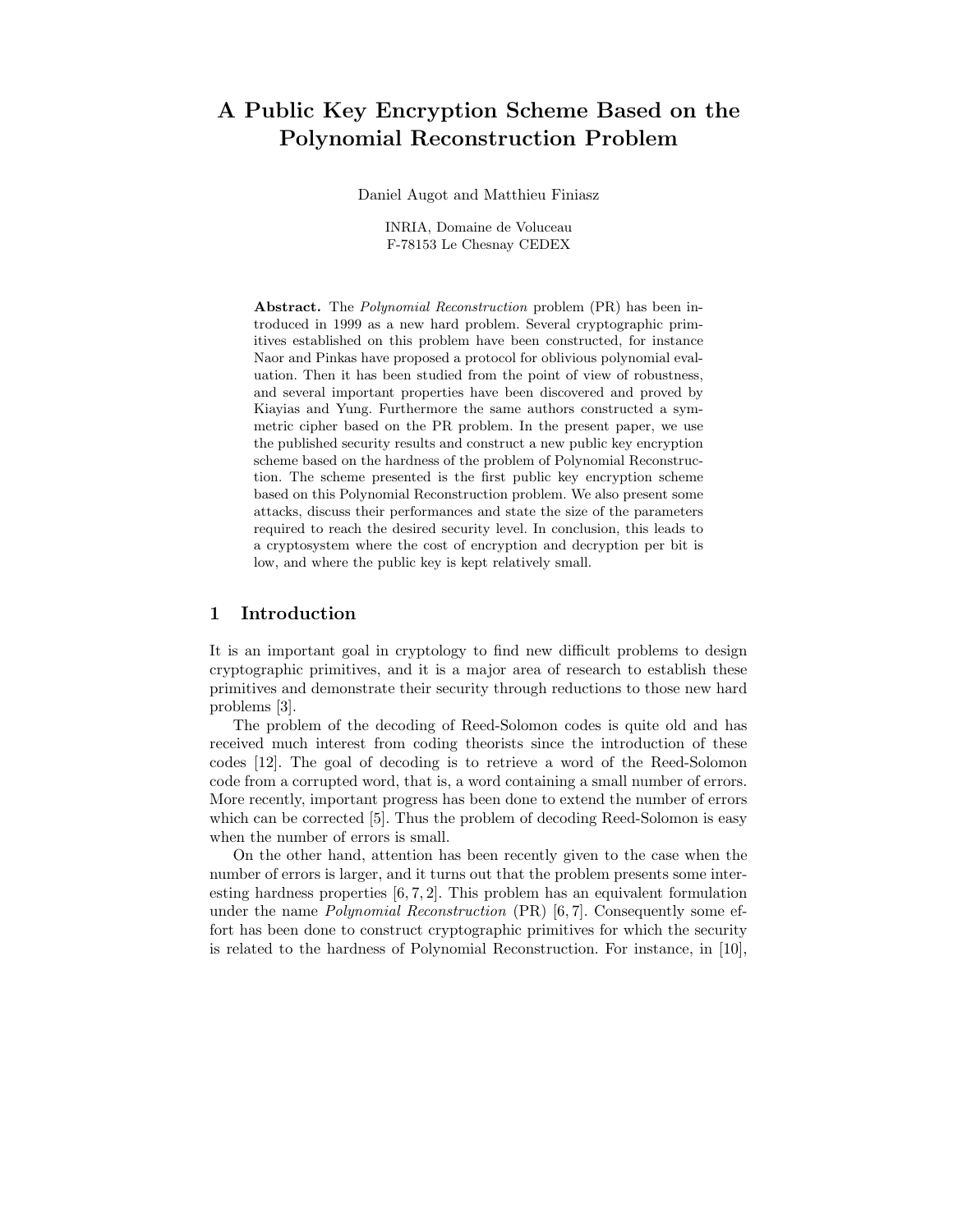# A Public Key Encryption Scheme Based on the Polynomial Reconstruction Problem

Daniel Augot and Matthieu Finiasz

INRIA, Domaine de Voluceau
F-78153 Le Chesnay CEDEX

**Abstract.** The *Polynomial Reconstruction* problem (PR) has been introduced in 1999 as a new hard problem. Several cryptographic primitives established on this problem have been constructed, for instance Naor and Pinkas have proposed a protocol for oblivious polynomial evaluation. Then it has been studied from the point of view of robustness, and several important properties have been discovered and proved by Kiayias and Yung. Furthermore the same authors constructed a symmetric cipher based on the PR problem. In the present paper, we use the published security results and construct a new public key encryption scheme based on the hardness of the problem of Polynomial Reconstruction. The scheme presented is the first public key encryption scheme based on this Polynomial Reconstruction problem. We also present some attacks, discuss their performances and state the size of the parameters required to reach the desired security level. In conclusion, this leads to a cryptosystem where the cost of encryption and decryption per bit is low, and where the public key is kept relatively small.

## 1 Introduction

It is an important goal in cryptology to find new difficult problems to design cryptographic primitives, and it is a major area of research to establish these primitives and demonstrate their security through reductions to those new hard problems [3].

The problem of the decoding of Reed-Solomon codes is quite old and has received much interest from coding theorists since the introduction of these codes [12]. The goal of decoding is to retrieve a word of the Reed-Solomon code from a corrupted word, that is, a word containing a small number of errors. More recently, important progress has been done to extend the number of errors which can be corrected [5]. Thus the problem of decoding Reed-Solomon is easy when the number of errors is small.

On the other hand, attention has been recently given to the case when the number of errors is larger, and it turns out that the problem presents some interesting hardness properties [6, 7, 2]. This problem has an equivalent formulation under the name *Polynomial Reconstruction* (PR) [6, 7]. Consequently some effort has been done to construct cryptographic primitives for which the security is related to the hardness of Polynomial Reconstruction. For instance, in [10],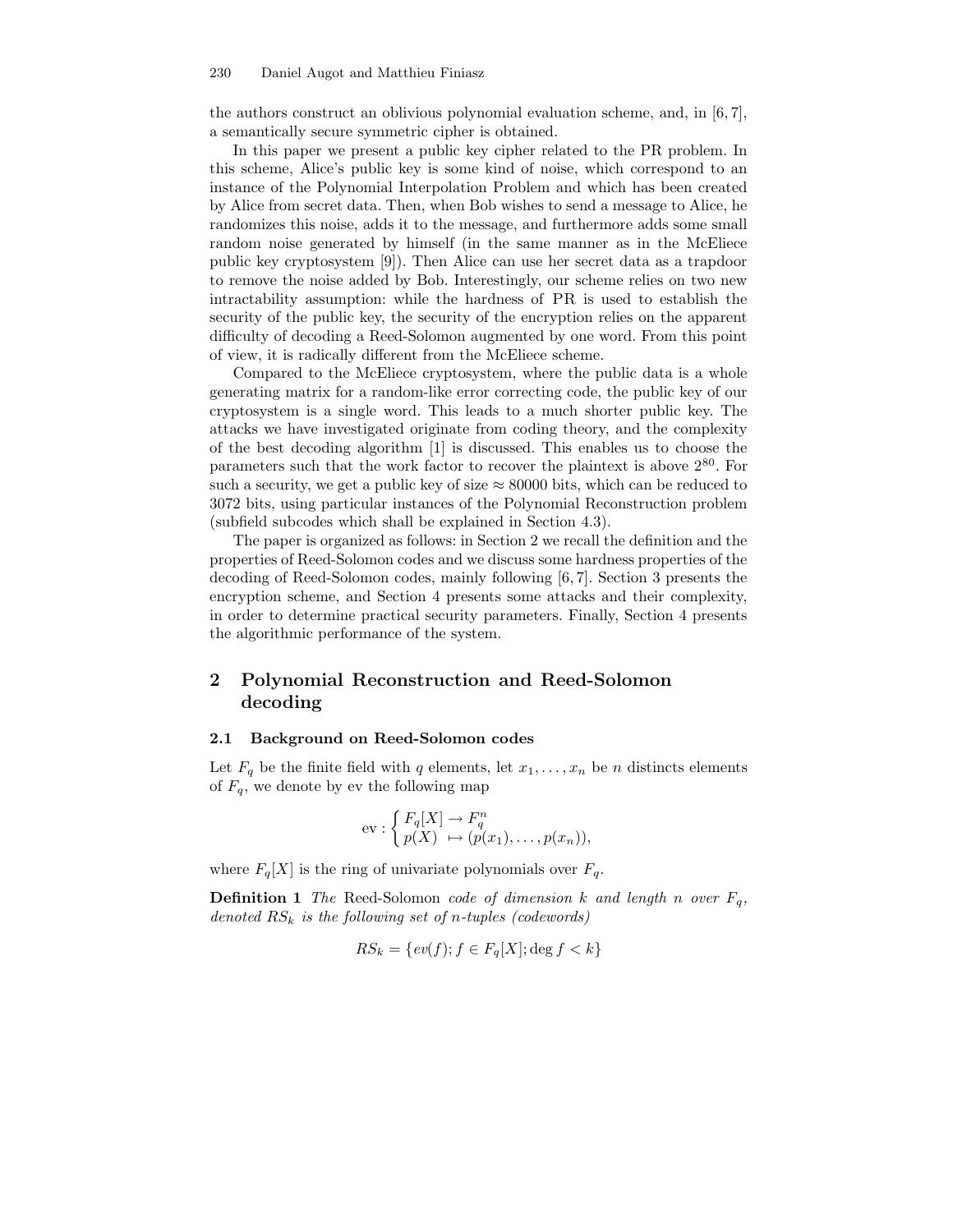the authors construct an oblivious polynomial evaluation scheme, and, in [6, 7], a semantically secure symmetric cipher is obtained.

In this paper we present a public key cipher related to the PR problem. In this scheme, Alice's public key is some kind of noise, which correspond to an instance of the Polynomial Interpolation Problem and which has been created by Alice from secret data. Then, when Bob wishes to send a message to Alice, he randomizes this noise, adds it to the message, and furthermore adds some small random noise generated by himself (in the same manner as in the McEliece public key cryptosystem [9]). Then Alice can use her secret data as a trapdoor to remove the noise added by Bob. Interestingly, our scheme relies on two new intractability assumption: while the hardness of PR is used to establish the security of the public key, the security of the encryption relies on the apparent difficulty of decoding a Reed-Solomon augmented by one word. From this point of view, it is radically different from the McEliece scheme.

Compared to the McEliece cryptosystem, where the public data is a whole generating matrix for a random-like error correcting code, the public key of our cryptosystem is a single word. This leads to a much shorter public key. The attacks we have investigated originate from coding theory, and the complexity of the best decoding algorithm [1] is discussed. This enables us to choose the parameters such that the work factor to recover the plaintext is above $2^{80}$. For such a security, we get a public key of size $\approx 80000$ bits, which can be reduced to 3072 bits, using particular instances of the Polynomial Reconstruction problem (subfield subcodes which shall be explained in Section 4.3).

The paper is organized as follows: in Section 2 we recall the definition and the properties of Reed-Solomon codes and we discuss some hardness properties of the decoding of Reed-Solomon codes, mainly following [6, 7]. Section 3 presents the encryption scheme, and Section 4 presents some attacks and their complexity, in order to determine practical security parameters. Finally, Section 4 presents the algorithmic performance of the system.

## 2 Polynomial Reconstruction and Reed-Solomon decoding

### 2.1 Background on Reed-Solomon codes

Let $F_q$ be the finite field with $q$ elements, let $x_1, \ldots, x_n$ be $n$ distincts elements of $F_q$, we denote by ev the following map

$$\text{ev} : \begin{cases} F_q[X] \to F_q^n \\ p(X) \mapsto (p(x_1), \ldots, p(x_n)), \end{cases}$$

where $F_q[X]$ is the ring of univariate polynomials over $F_q$.

**Definition 1** *The* Reed-Solomon *code of dimension $k$ and length $n$ over $F_q$, denoted $RS_k$ is the following set of $n$-tuples (codewords)*

$$RS_k = \{ev(f); f \in F_q[X]; \deg f < k\}$$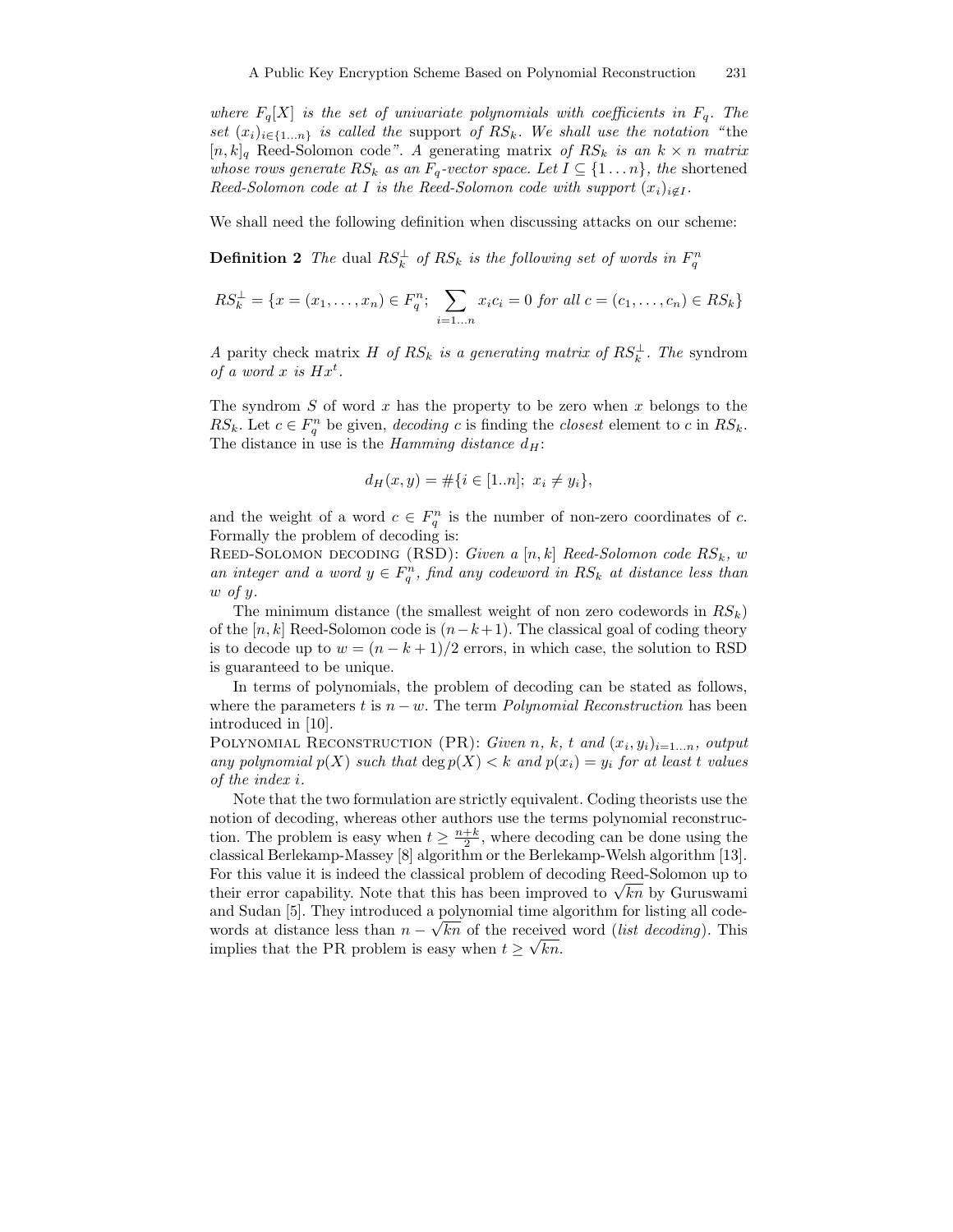*where $F_q[X]$ is the set of univariate polynomials with coefficients in $F_q$. The set $(x_i)_{i \in \{1...n\}}$ is called the* support *of $RS_k$. We shall use the notation "*the $[n,k]_q$ Reed-Solomon code*". A* generating matrix *of $RS_k$ is an $k \times n$ matrix whose rows generate $RS_k$ as an $F_q$-vector space. Let $I \subseteq \{1 \ldots n\}$, the* shortened *Reed-Solomon code at $I$ is the Reed-Solomon code with support $(x_i)_{i \notin I}$.*

We shall need the following definition when discussing attacks on our scheme:

**Definition 2** *The* dual *$RS_k^{\perp}$ of $RS_k$ is the following set of words in $F_q^n$*

$$RS_k^{\perp} = \{x = (x_1, \ldots, x_n) \in F_q^n;\ \sum_{i=1\ldots n} x_i c_i = 0 \text{ for all } c = (c_1, \ldots, c_n) \in RS_k\}$$

*A* parity check matrix *$H$ of $RS_k$ is a generating matrix of $RS_k^{\perp}$. The* syndrom *of a word $x$ is $Hx^t$.*

The syndrom $S$ of word $x$ has the property to be zero when $x$ belongs to the $RS_k$. Let $c \in F_q^n$ be given, *decoding* $c$ is finding the *closest* element to $c$ in $RS_k$. The distance in use is the *Hamming distance* $d_H$:

$$d_H(x,y) = \#\{i \in [1..n];\ x_i \neq y_i\},$$

and the weight of a word $c \in F_q^n$ is the number of non-zero coordinates of $c$. Formally the problem of decoding is:

Reed-Solomon decoding (RSD): *Given a $[n,k]$ Reed-Solomon code $RS_k$, $w$ an integer and a word $y \in F_q^n$, find any codeword in $RS_k$ at distance less than $w$ of $y$.*

The minimum distance (the smallest weight of non zero codewords in $RS_k$) of the $[n,k]$ Reed-Solomon code is $(n-k+1)$. The classical goal of coding theory is to decode up to $w = (n-k+1)/2$ errors, in which case, the solution to RSD is guaranteed to be unique.

In terms of polynomials, the problem of decoding can be stated as follows, where the parameters $t$ is $n-w$. The term *Polynomial Reconstruction* has been introduced in [10].

Polynomial Reconstruction (PR): *Given $n$, $k$, $t$ and $(x_i, y_i)_{i=1\ldots n}$, output any polynomial $p(X)$ such that $\deg p(X) < k$ and $p(x_i) = y_i$ for at least $t$ values of the index $i$.*

Note that the two formulation are strictly equivalent. Coding theorists use the notion of decoding, whereas other authors use the terms polynomial reconstruction. The problem is easy when $t \geq \frac{n+k}{2}$, where decoding can be done using the classical Berlekamp-Massey [8] algorithm or the Berlekamp-Welsh algorithm [13]. For this value it is indeed the classical problem of decoding Reed-Solomon up to their error capability. Note that this has been improved to $\sqrt{kn}$ by Guruswami and Sudan [5]. They introduced a polynomial time algorithm for listing all codewords at distance less than $n - \sqrt{kn}$ of the received word (*list decoding*). This implies that the PR problem is easy when $t \geq \sqrt{kn}$.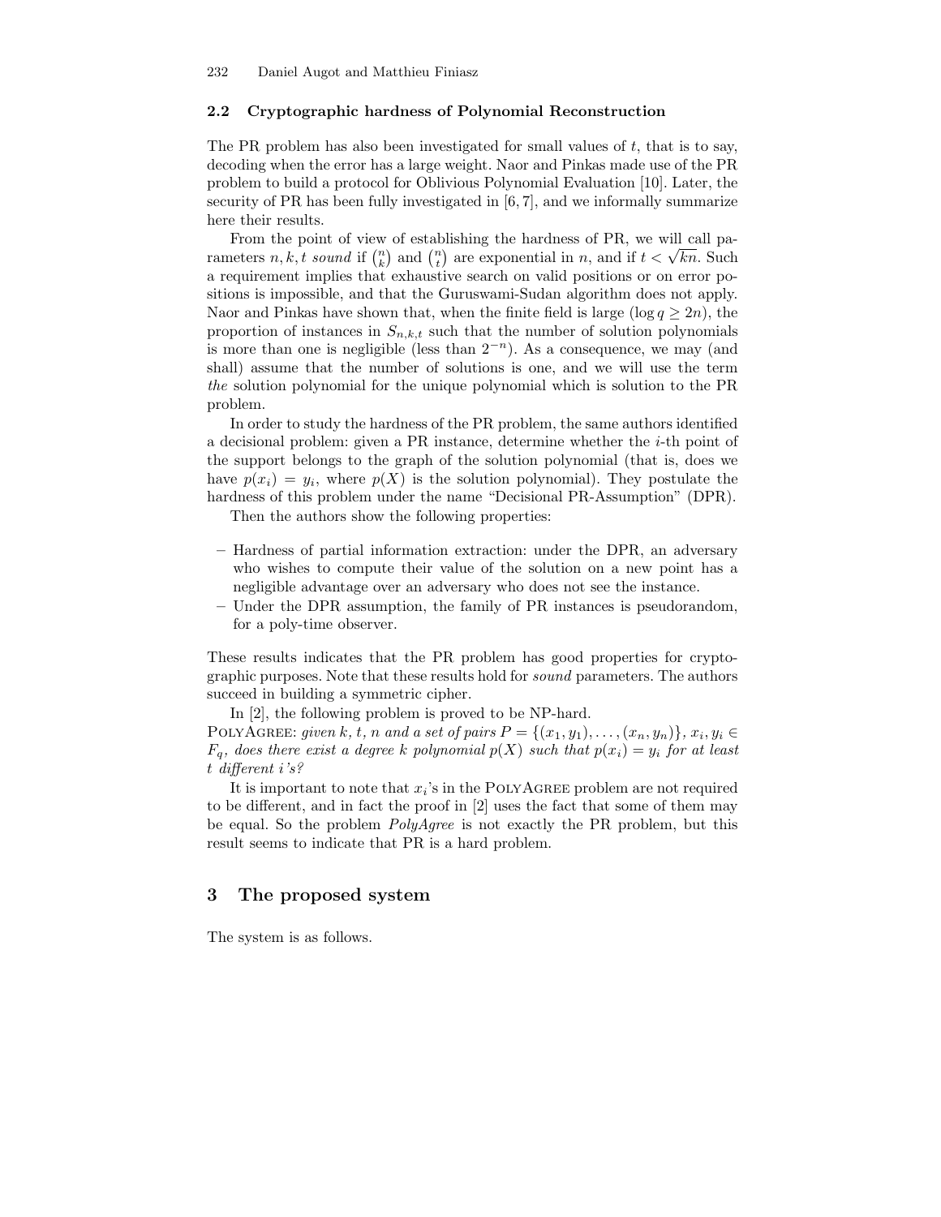### 2.2 Cryptographic hardness of Polynomial Reconstruction

The PR problem has also been investigated for small values of $t$, that is to say, decoding when the error has a large weight. Naor and Pinkas made use of the PR problem to build a protocol for Oblivious Polynomial Evaluation [10]. Later, the security of PR has been fully investigated in [6, 7], and we informally summarize here their results.

From the point of view of establishing the hardness of PR, we will call parameters $n, k, t$ *sound* if $\binom{n}{k}$ and $\binom{n}{t}$ are exponential in $n$, and if $t < \sqrt{kn}$. Such a requirement implies that exhaustive search on valid positions or on error positions is impossible, and that the Guruswami-Sudan algorithm does not apply. Naor and Pinkas have shown that, when the finite field is large ($\log q \geq 2n$), the proportion of instances in $S_{n,k,t}$ such that the number of solution polynomials is more than one is negligible (less than $2^{-n}$). As a consequence, we may (and shall) assume that the number of solutions is one, and we will use the term *the* solution polynomial for the unique polynomial which is solution to the PR problem.

In order to study the hardness of the PR problem, the same authors identified a decisional problem: given a PR instance, determine whether the $i$-th point of the support belongs to the graph of the solution polynomial (that is, does we have $p(x_i) = y_i$, where $p(X)$ is the solution polynomial). They postulate the hardness of this problem under the name "Decisional PR-Assumption" (DPR).

Then the authors show the following properties:

- Hardness of partial information extraction: under the DPR, an adversary who wishes to compute their value of the solution on a new point has a negligible advantage over an adversary who does not see the instance.
- Under the DPR assumption, the family of PR instances is pseudorandom, for a poly-time observer.

These results indicates that the PR problem has good properties for cryptographic purposes. Note that these results hold for *sound* parameters. The authors succeed in building a symmetric cipher.

In [2], the following problem is proved to be NP-hard.
PolyAgree: *given $k$, $t$, $n$ and a set of pairs $P = \{(x_1, y_1), \ldots, (x_n, y_n)\}$, $x_i, y_i \in F_q$, does there exist a degree $k$ polynomial $p(X)$ such that $p(x_i) = y_i$ for at least $t$ different $i$'s?*

It is important to note that $x_i$'s in the PolyAgree problem are not required to be different, and in fact the proof in [2] uses the fact that some of them may be equal. So the problem *PolyAgree* is not exactly the PR problem, but this result seems to indicate that PR is a hard problem.

## 3 The proposed system

The system is as follows.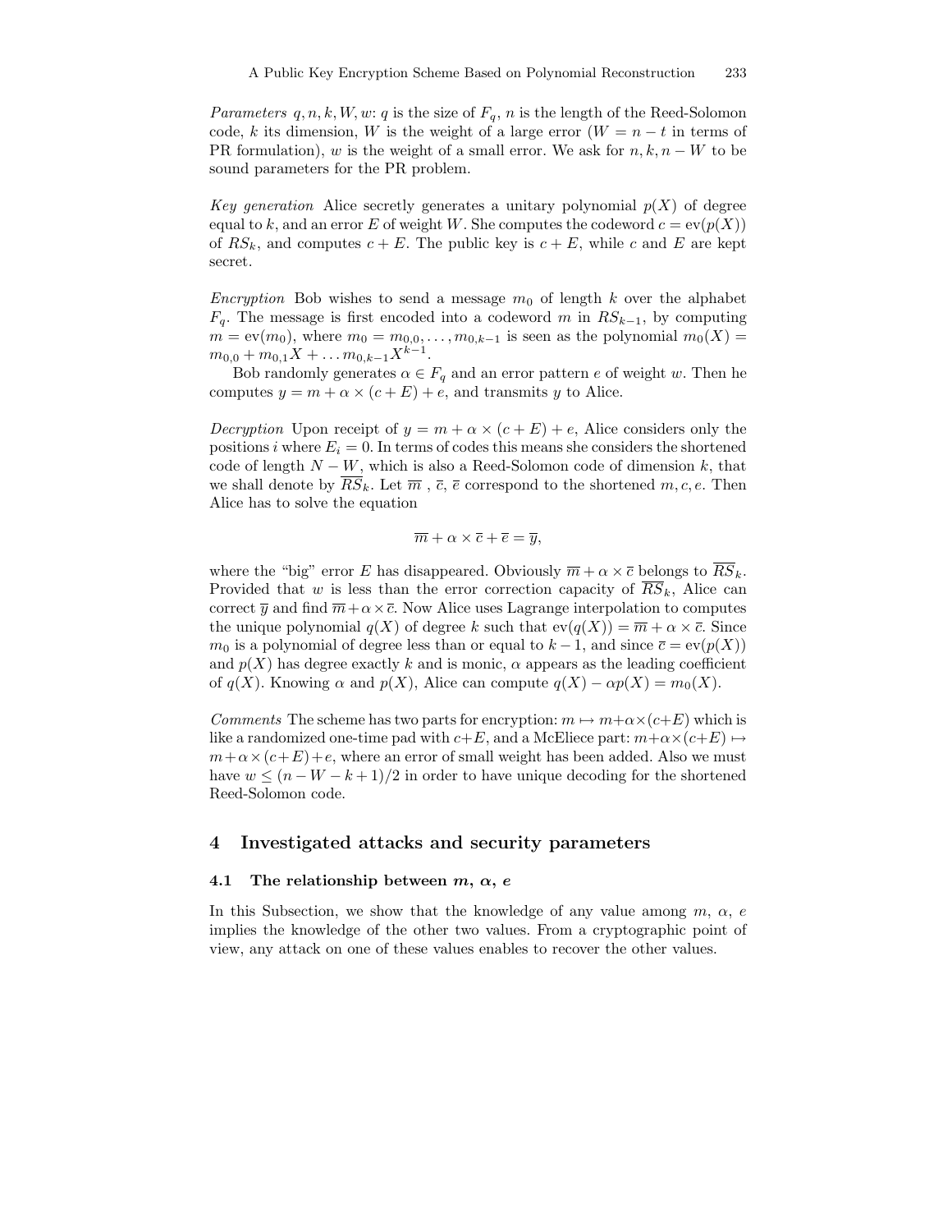*Parameters* $q, n, k, W, w$: $q$ is the size of $F_q$, $n$ is the length of the Reed-Solomon code, $k$ its dimension, $W$ is the weight of a large error ($W = n - t$ in terms of PR formulation), $w$ is the weight of a small error. We ask for $n, k, n - W$ to be sound parameters for the PR problem.

*Key generation* Alice secretly generates a unitary polynomial $p(X)$ of degree equal to $k$, and an error $E$ of weight $W$. She computes the codeword $c = \text{ev}(p(X))$ of $RS_k$, and computes $c + E$. The public key is $c + E$, while $c$ and $E$ are kept secret.

*Encryption* Bob wishes to send a message $m_0$ of length $k$ over the alphabet $F_q$. The message is first encoded into a codeword $m$ in $RS_{k-1}$, by computing $m = \text{ev}(m_0)$, where $m_0 = m_{0,0}, \ldots, m_{0,k-1}$ is seen as the polynomial $m_0(X) = m_{0,0} + m_{0,1}X + \ldots m_{0,k-1}X^{k-1}$.

Bob randomly generates $\alpha \in F_q$ and an error pattern $e$ of weight $w$. Then he computes $y = m + \alpha \times (c + E) + e$, and transmits $y$ to Alice.

*Decryption* Upon receipt of $y = m + \alpha \times (c + E) + e$, Alice considers only the positions $i$ where $E_i = 0$. In terms of codes this means she considers the shortened code of length $N - W$, which is also a Reed-Solomon code of dimension $k$, that we shall denote by $\overline{RS}_k$. Let $\overline{m}$ , $\overline{c}$, $\overline{e}$ correspond to the shortened $m, c, e$. Then Alice has to solve the equation

$$\overline{m} + \alpha \times \overline{c} + \overline{e} = \overline{y},$$

where the "big" error $E$ has disappeared. Obviously $\overline{m} + \alpha \times \overline{c}$ belongs to $\overline{RS}_k$. Provided that $w$ is less than the error correction capacity of $\overline{RS}_k$, Alice can correct $\overline{y}$ and find $\overline{m} + \alpha \times \overline{c}$. Now Alice uses Lagrange interpolation to computes the unique polynomial $q(X)$ of degree $k$ such that $\text{ev}(q(X)) = \overline{m} + \alpha \times \overline{c}$. Since $m_0$ is a polynomial of degree less than or equal to $k - 1$, and since $\overline{c} = \text{ev}(p(X))$ and $p(X)$ has degree exactly $k$ and is monic, $\alpha$ appears as the leading coefficient of $q(X)$. Knowing $\alpha$ and $p(X)$, Alice can compute $q(X) - \alpha p(X) = m_0(X)$.

*Comments* The scheme has two parts for encryption: $m \mapsto m + \alpha \times (c + E)$ which is like a randomized one-time pad with $c + E$, and a McEliece part: $m + \alpha \times (c + E) \mapsto m + \alpha \times (c + E) + e$, where an error of small weight has been added. Also we must have $w \leq (n - W - k + 1)/2$ in order to have unique decoding for the shortened Reed-Solomon code.

## 4 Investigated attacks and security parameters

### 4.1 The relationship between $m$, $\alpha$, $e$

In this Subsection, we show that the knowledge of any value among $m$, $\alpha$, $e$ implies the knowledge of the other two values. From a cryptographic point of view, any attack on one of these values enables to recover the other values.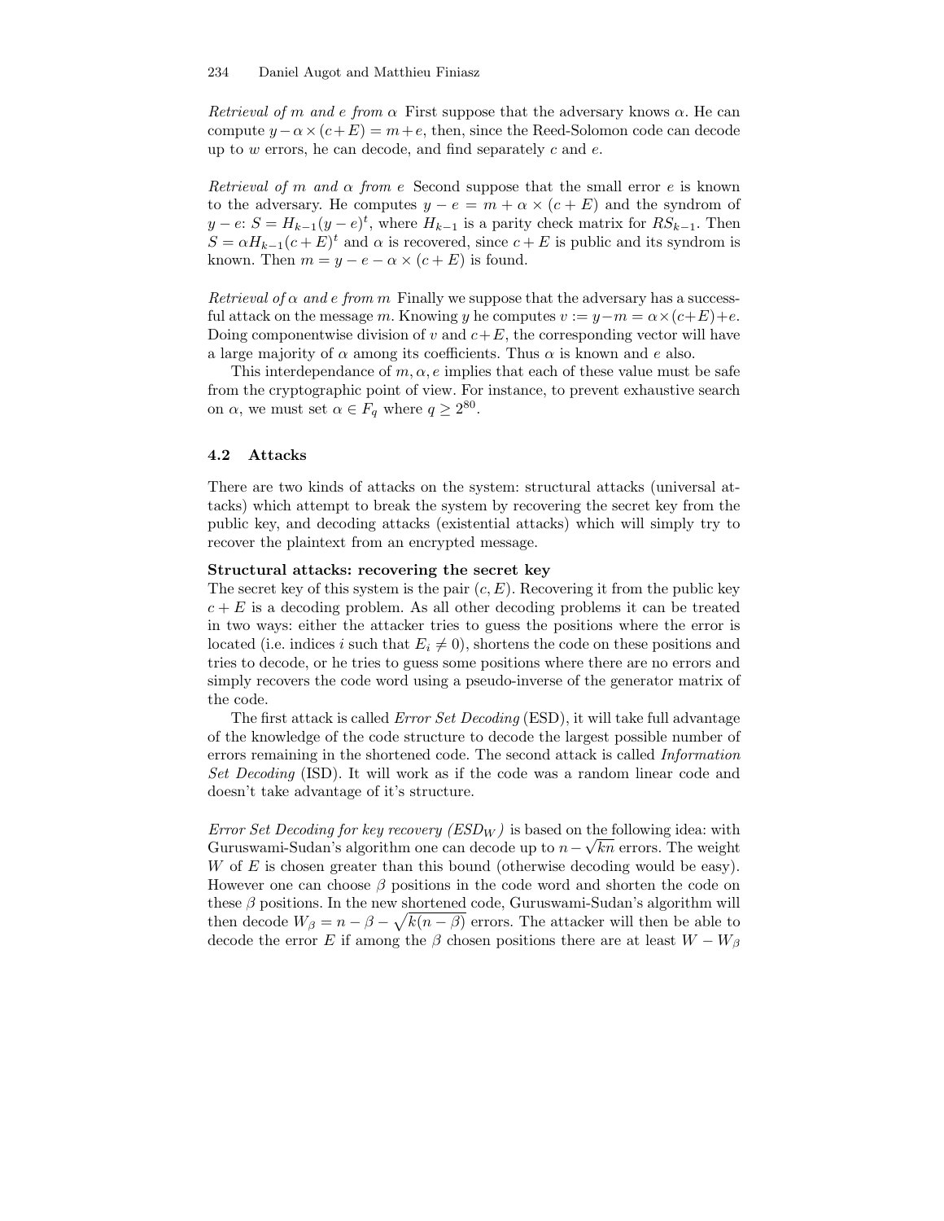*Retrieval of $m$ and $e$ from $\alpha$* First suppose that the adversary knows $\alpha$. He can compute $y - \alpha \times (c+E) = m+e$, then, since the Reed-Solomon code can decode up to $w$ errors, he can decode, and find separately $c$ and $e$.

*Retrieval of $m$ and $\alpha$ from $e$* Second suppose that the small error $e$ is known to the adversary. He computes $y - e = m + \alpha \times (c + E)$ and the syndrom of $y - e$: $S = H_{k-1}(y - e)^t$, where $H_{k-1}$ is a parity check matrix for $RS_{k-1}$. Then $S = \alpha H_{k-1}(c + E)^t$ and $\alpha$ is recovered, since $c + E$ is public and its syndrom is known. Then $m = y - e - \alpha \times (c + E)$ is found.

*Retrieval of $\alpha$ and $e$ from $m$* Finally we suppose that the adversary has a successful attack on the message $m$. Knowing $y$ he computes $v := y - m = \alpha \times (c+E)+e$. Doing componentwise division of $v$ and $c+E$, the corresponding vector will have a large majority of $\alpha$ among its coefficients. Thus $\alpha$ is known and $e$ also.

This interdependance of $m, \alpha, e$ implies that each of these value must be safe from the cryptographic point of view. For instance, to prevent exhaustive search on $\alpha$, we must set $\alpha \in F_q$ where $q \geq 2^{80}$.

### 4.2 Attacks

There are two kinds of attacks on the system: structural attacks (universal attacks) which attempt to break the system by recovering the secret key from the public key, and decoding attacks (existential attacks) which will simply try to recover the plaintext from an encrypted message.

**Structural attacks: recovering the secret key**

The secret key of this system is the pair $(c, E)$. Recovering it from the public key $c + E$ is a decoding problem. As all other decoding problems it can be treated in two ways: either the attacker tries to guess the positions where the error is located (i.e. indices $i$ such that $E_i \neq 0$), shortens the code on these positions and tries to decode, or he tries to guess some positions where there are no errors and simply recovers the code word using a pseudo-inverse of the generator matrix of the code.

The first attack is called *Error Set Decoding* (ESD), it will take full advantage of the knowledge of the code structure to decode the largest possible number of errors remaining in the shortened code. The second attack is called *Information Set Decoding* (ISD). It will work as if the code was a random linear code and doesn't take advantage of it's structure.

*Error Set Decoding for key recovery ($ESD_W$)* is based on the following idea: with Guruswami-Sudan's algorithm one can decode up to $n - \sqrt{kn}$ errors. The weight $W$ of $E$ is chosen greater than this bound (otherwise decoding would be easy). However one can choose $\beta$ positions in the code word and shorten the code on these $\beta$ positions. In the new shortened code, Guruswami-Sudan's algorithm will then decode $W_\beta = n - \beta - \sqrt{k(n - \beta)}$ errors. The attacker will then be able to decode the error $E$ if among the $\beta$ chosen positions there are at least $W - W_\beta$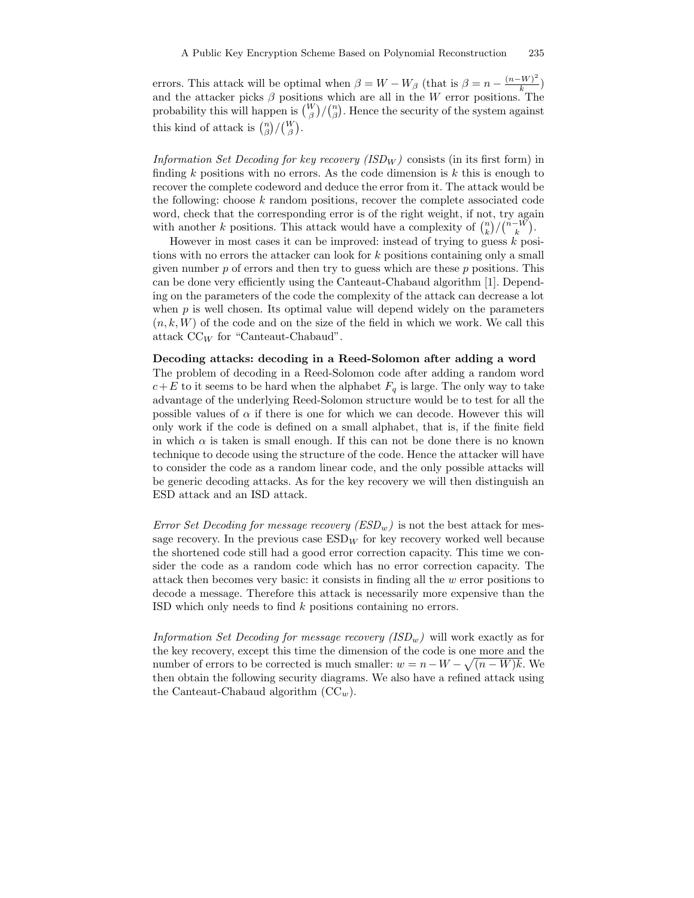errors. This attack will be optimal when $\beta = W - W_\beta$ (that is $\beta = n - \frac{(n-W)^2}{k}$) and the attacker picks $\beta$ positions which are all in the $W$ error positions. The probability this will happen is $\binom{W}{\beta}/\binom{n}{\beta}$. Hence the security of the system against this kind of attack is $\binom{n}{\beta}/\binom{W}{\beta}$.

*Information Set Decoding for key recovery ($ISD_W$)* consists (in its first form) in finding $k$ positions with no errors. As the code dimension is $k$ this is enough to recover the complete codeword and deduce the error from it. The attack would be the following: choose $k$ random positions, recover the complete associated code word, check that the corresponding error is of the right weight, if not, try again with another $k$ positions. This attack would have a complexity of $\binom{n}{k}/\binom{n-W}{k}$.

However in most cases it can be improved: instead of trying to guess $k$ positions with no errors the attacker can look for $k$ positions containing only a small given number $p$ of errors and then try to guess which are these $p$ positions. This can be done very efficiently using the Canteaut-Chabaud algorithm [1]. Depending on the parameters of the code the complexity of the attack can decrease a lot when $p$ is well chosen. Its optimal value will depend widely on the parameters $(n, k, W)$ of the code and on the size of the field in which we work. We call this attack $\mathrm{CC}_W$ for "Canteaut-Chabaud".

**Decoding attacks: decoding in a Reed-Solomon after adding a word**

The problem of decoding in a Reed-Solomon code after adding a random word $c + E$ to it seems to be hard when the alphabet $F_q$ is large. The only way to take advantage of the underlying Reed-Solomon structure would be to test for all the possible values of $\alpha$ if there is one for which we can decode. However this will only work if the code is defined on a small alphabet, that is, if the finite field in which $\alpha$ is taken is small enough. If this can not be done there is no known technique to decode using the structure of the code. Hence the attacker will have to consider the code as a random linear code, and the only possible attacks will be generic decoding attacks. As for the key recovery we will then distinguish an ESD attack and an ISD attack.

*Error Set Decoding for message recovery ($ESD_w$)* is not the best attack for message recovery. In the previous case $\mathrm{ESD}_W$ for key recovery worked well because the shortened code still had a good error correction capacity. This time we consider the code as a random code which has no error correction capacity. The attack then becomes very basic: it consists in finding all the $w$ error positions to decode a message. Therefore this attack is necessarily more expensive than the ISD which only needs to find $k$ positions containing no errors.

*Information Set Decoding for message recovery ($ISD_w$)* will work exactly as for the key recovery, except this time the dimension of the code is one more and the number of errors to be corrected is much smaller: $w = n - W - \sqrt{(n-W)k}$. We then obtain the following security diagrams. We also have a refined attack using the Canteaut-Chabaud algorithm ($\mathrm{CC}_w$).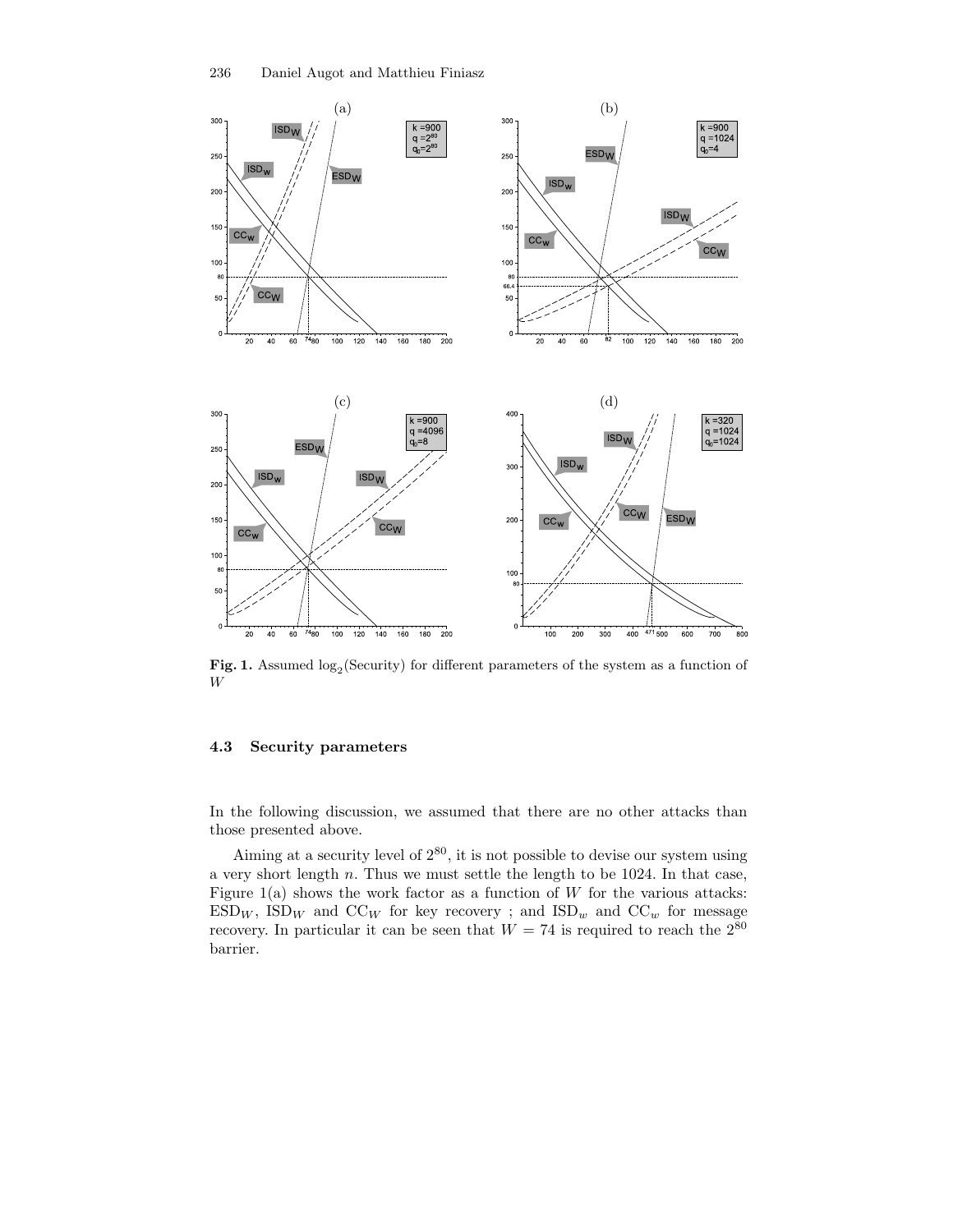**Fig. 1.** Assumed $\log_2(\text{Security})$ for different parameters of the system as a function of $W$

### 4.3 Security parameters

In the following discussion, we assumed that there are no other attacks than those presented above.

Aiming at a security level of $2^{80}$, it is not possible to devise our system using a very short length $n$. Thus we must settle the length to be 1024. In that case, Figure 1(a) shows the work factor as a function of $W$ for the various attacks: $\text{ESD}_W$, $\text{ISD}_W$ and $\text{CC}_W$ for key recovery ; and $\text{ISD}_w$ and $\text{CC}_w$ for message recovery. In particular it can be seen that $W = 74$ is required to reach the $2^{80}$ barrier.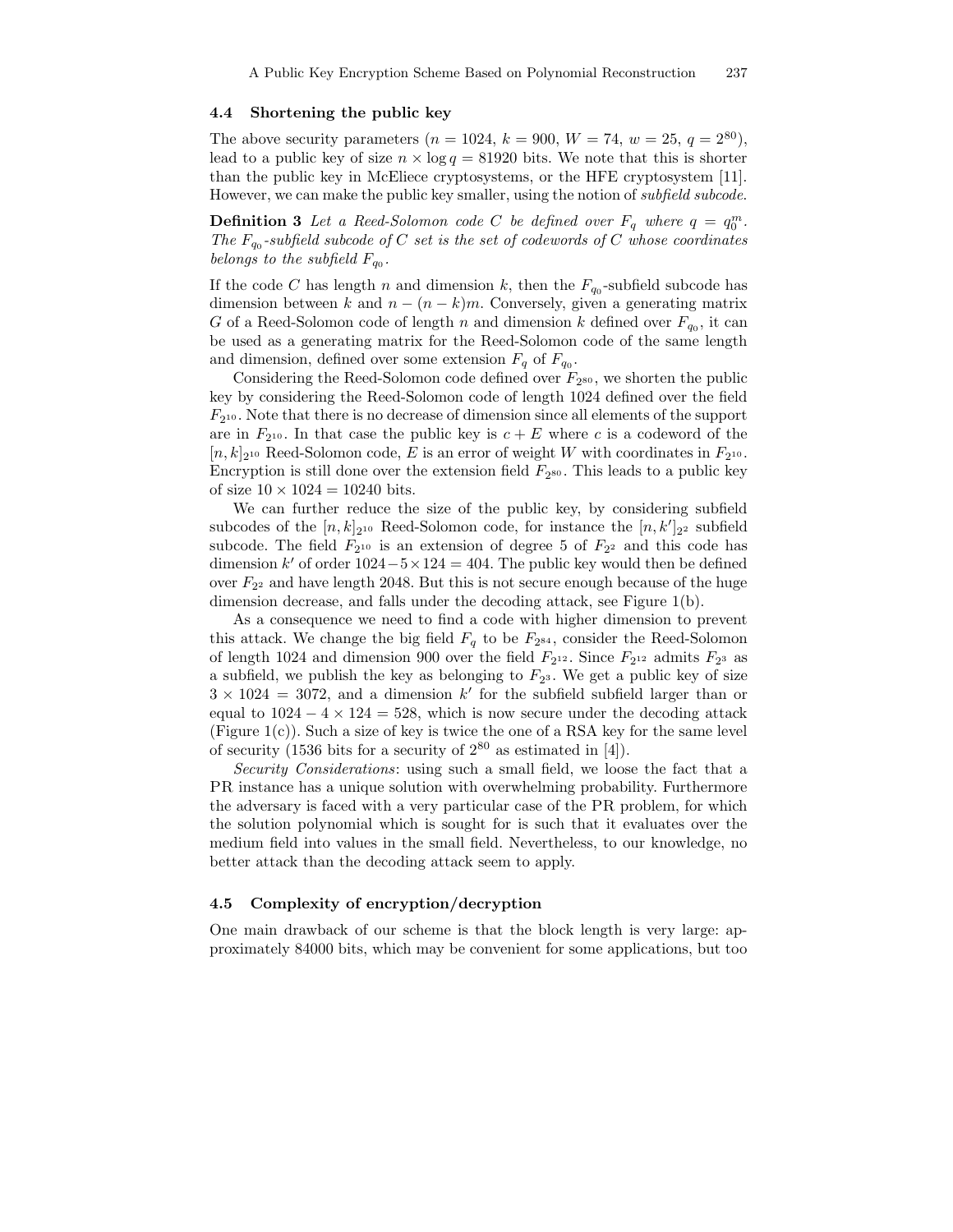### 4.4 Shortening the public key

The above security parameters ($n = 1024$, $k = 900$, $W = 74$, $w = 25$, $q = 2^{80}$), lead to a public key of size $n \times \log q = 81920$ bits. We note that this is shorter than the public key in McEliece cryptosystems, or the HFE cryptosystem [11]. However, we can make the public key smaller, using the notion of *subfield subcode*.

**Definition 3** *Let a Reed-Solomon code $C$ be defined over $F_q$ where $q = q_0^m$. The $F_{q_0}$-subfield subcode of $C$ set is the set of codewords of $C$ whose coordinates belongs to the subfield $F_{q_0}$.*

If the code $C$ has length $n$ and dimension $k$, then the $F_{q_0}$-subfield subcode has dimension between $k$ and $n - (n - k)m$. Conversely, given a generating matrix $G$ of a Reed-Solomon code of length $n$ and dimension $k$ defined over $F_{q_0}$, it can be used as a generating matrix for the Reed-Solomon code of the same length and dimension, defined over some extension $F_q$ of $F_{q_0}$.

Considering the Reed-Solomon code defined over $F_{2^{80}}$, we shorten the public key by considering the Reed-Solomon code of length 1024 defined over the field $F_{2^{10}}$. Note that there is no decrease of dimension since all elements of the support are in $F_{2^{10}}$. In that case the public key is $c + E$ where $c$ is a codeword of the $[n, k]_{2^{10}}$ Reed-Solomon code, $E$ is an error of weight $W$ with coordinates in $F_{2^{10}}$. Encryption is still done over the extension field $F_{2^{80}}$. This leads to a public key of size $10 \times 1024 = 10240$ bits.

We can further reduce the size of the public key, by considering subfield subcodes of the $[n, k]_{2^{10}}$ Reed-Solomon code, for instance the $[n, k']_{2^2}$ subfield subcode. The field $F_{2^{10}}$ is an extension of degree 5 of $F_{2^2}$ and this code has dimension $k'$ of order $1024 - 5 \times 124 = 404$. The public key would then be defined over $F_{2^2}$ and have length 2048. But this is not secure enough because of the huge dimension decrease, and falls under the decoding attack, see Figure 1(b).

As a consequence we need to find a code with higher dimension to prevent this attack. We change the big field $F_q$ to be $F_{2^{84}}$, consider the Reed-Solomon of length 1024 and dimension 900 over the field $F_{2^{12}}$. Since $F_{2^{12}}$ admits $F_{2^3}$ as a subfield, we publish the key as belonging to $F_{2^3}$. We get a public key of size $3 \times 1024 = 3072$, and a dimension $k'$ for the subfield subfield larger than or equal to $1024 - 4 \times 124 = 528$, which is now secure under the decoding attack (Figure 1(c)). Such a size of key is twice the one of a RSA key for the same level of security (1536 bits for a security of $2^{80}$ as estimated in [4]).

*Security Considerations*: using such a small field, we loose the fact that a PR instance has a unique solution with overwhelming probability. Furthermore the adversary is faced with a very particular case of the PR problem, for which the solution polynomial which is sought for is such that it evaluates over the medium field into values in the small field. Nevertheless, to our knowledge, no better attack than the decoding attack seem to apply.

### 4.5 Complexity of encryption/decryption

One main drawback of our scheme is that the block length is very large: approximately 84000 bits, which may be convenient for some applications, but too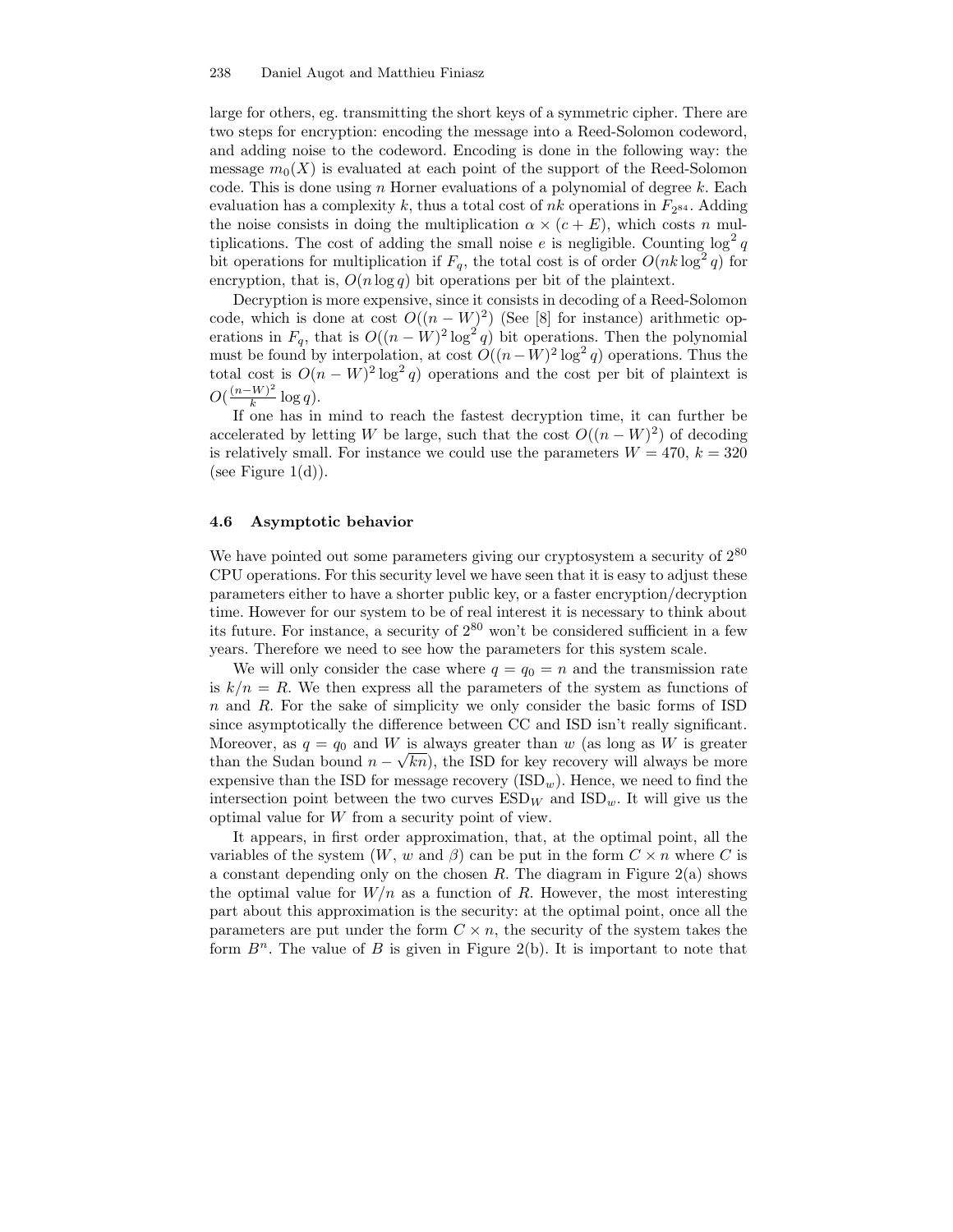large for others, eg. transmitting the short keys of a symmetric cipher. There are two steps for encryption: encoding the message into a Reed-Solomon codeword, and adding noise to the codeword. Encoding is done in the following way: the message $m_0(X)$ is evaluated at each point of the support of the Reed-Solomon code. This is done using $n$ Horner evaluations of a polynomial of degree $k$. Each evaluation has a complexity $k$, thus a total cost of $nk$ operations in $F_{2^{84}}$. Adding the noise consists in doing the multiplication $\alpha \times (c + E)$, which costs $n$ multiplications. The cost of adding the small noise $e$ is negligible. Counting $\log^2 q$ bit operations for multiplication if $F_q$, the total cost is of order $O(nk \log^2 q)$ for encryption, that is, $O(n \log q)$ bit operations per bit of the plaintext.

Decryption is more expensive, since it consists in decoding of a Reed-Solomon code, which is done at cost $O((n - W)^2)$ (See [8] for instance) arithmetic operations in $F_q$, that is $O((n - W)^2 \log^2 q)$ bit operations. Then the polynomial must be found by interpolation, at cost $O((n - W)^2 \log^2 q)$ operations. Thus the total cost is $O(n - W)^2 \log^2 q)$ operations and the cost per bit of plaintext is $O(\frac{(n-W)^2}{k} \log q)$.

If one has in mind to reach the fastest decryption time, it can further be accelerated by letting $W$ be large, such that the cost $O((n - W)^2)$ of decoding is relatively small. For instance we could use the parameters $W = 470$, $k = 320$ (see Figure 1(d)).

### 4.6 Asymptotic behavior

We have pointed out some parameters giving our cryptosystem a security of $2^{80}$ CPU operations. For this security level we have seen that it is easy to adjust these parameters either to have a shorter public key, or a faster encryption/decryption time. However for our system to be of real interest it is necessary to think about its future. For instance, a security of $2^{80}$ won't be considered sufficient in a few years. Therefore we need to see how the parameters for this system scale.

We will only consider the case where $q = q_0 = n$ and the transmission rate is $k/n = R$. We then express all the parameters of the system as functions of $n$ and $R$. For the sake of simplicity we only consider the basic forms of ISD since asymptotically the difference between CC and ISD isn't really significant. Moreover, as $q = q_0$ and $W$ is always greater than $w$ (as long as $W$ is greater than the Sudan bound $n - \sqrt{kn}$), the ISD for key recovery will always be more expensive than the ISD for message recovery ($\text{ISD}_w$). Hence, we need to find the intersection point between the two curves $\text{ESD}_W$ and $\text{ISD}_w$. It will give us the optimal value for $W$ from a security point of view.

It appears, in first order approximation, that, at the optimal point, all the variables of the system ($W$, $w$ and $\beta$) can be put in the form $C \times n$ where $C$ is a constant depending only on the chosen $R$. The diagram in Figure 2(a) shows the optimal value for $W/n$ as a function of $R$. However, the most interesting part about this approximation is the security: at the optimal point, once all the parameters are put under the form $C \times n$, the security of the system takes the form $B^n$. The value of $B$ is given in Figure 2(b). It is important to note that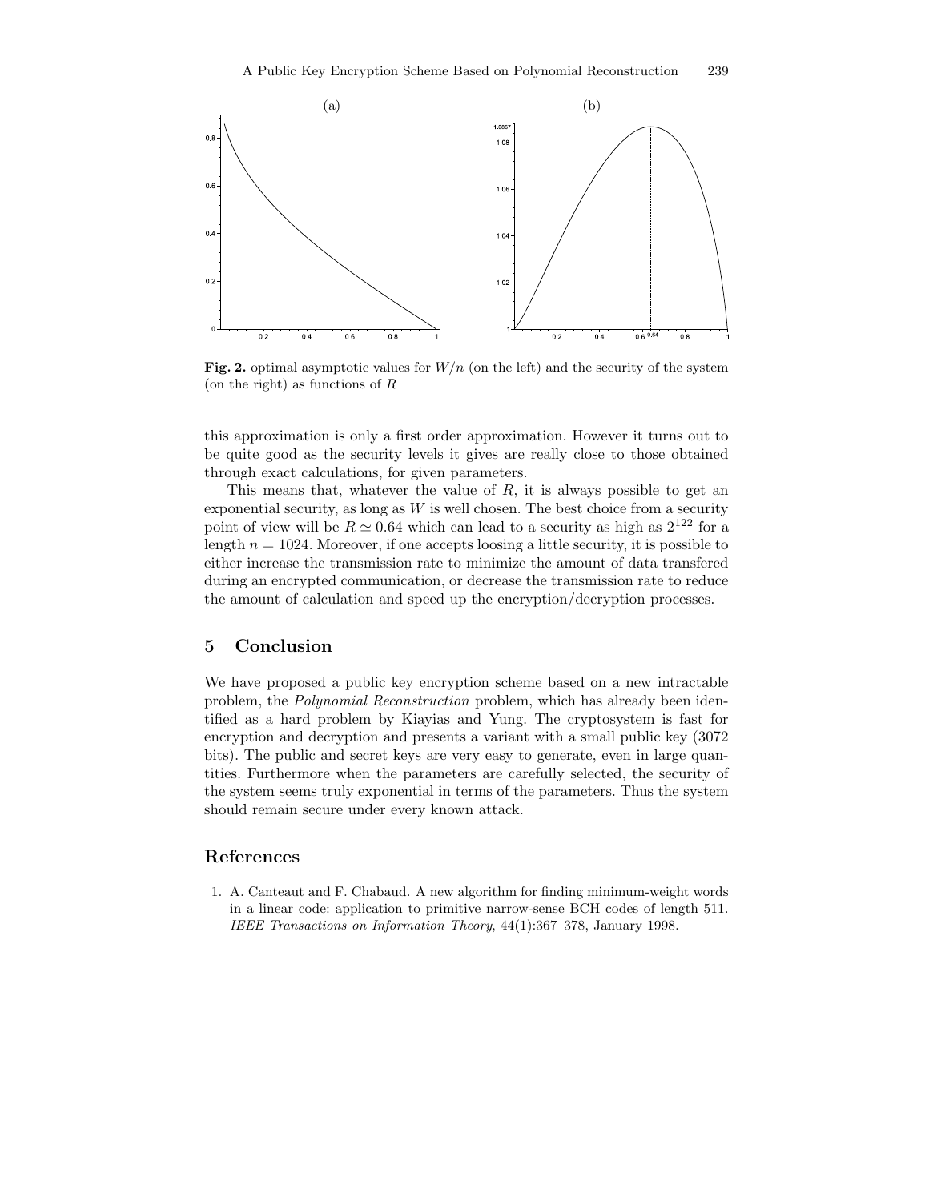**Fig. 2.** optimal asymptotic values for $W/n$ (on the left) and the security of the system (on the right) as functions of $R$

this approximation is only a first order approximation. However it turns out to be quite good as the security levels it gives are really close to those obtained through exact calculations, for given parameters.

This means that, whatever the value of $R$, it is always possible to get an exponential security, as long as $W$ is well chosen. The best choice from a security point of view will be $R \simeq 0.64$ which can lead to a security as high as $2^{122}$ for a length $n = 1024$. Moreover, if one accepts loosing a little security, it is possible to either increase the transmission rate to minimize the amount of data transfered during an encrypted communication, or decrease the transmission rate to reduce the amount of calculation and speed up the encryption/decryption processes.

## 5 Conclusion

We have proposed a public key encryption scheme based on a new intractable problem, the *Polynomial Reconstruction* problem, which has already been identified as a hard problem by Kiayias and Yung. The cryptosystem is fast for encryption and decryption and presents a variant with a small public key (3072 bits). The public and secret keys are very easy to generate, even in large quantities. Furthermore when the parameters are carefully selected, the security of the system seems truly exponential in terms of the parameters. Thus the system should remain secure under every known attack.

## References

1. A. Canteaut and F. Chabaud. A new algorithm for finding minimum-weight words in a linear code: application to primitive narrow-sense BCH codes of length 511. *IEEE Transactions on Information Theory*, 44(1):367–378, January 1998.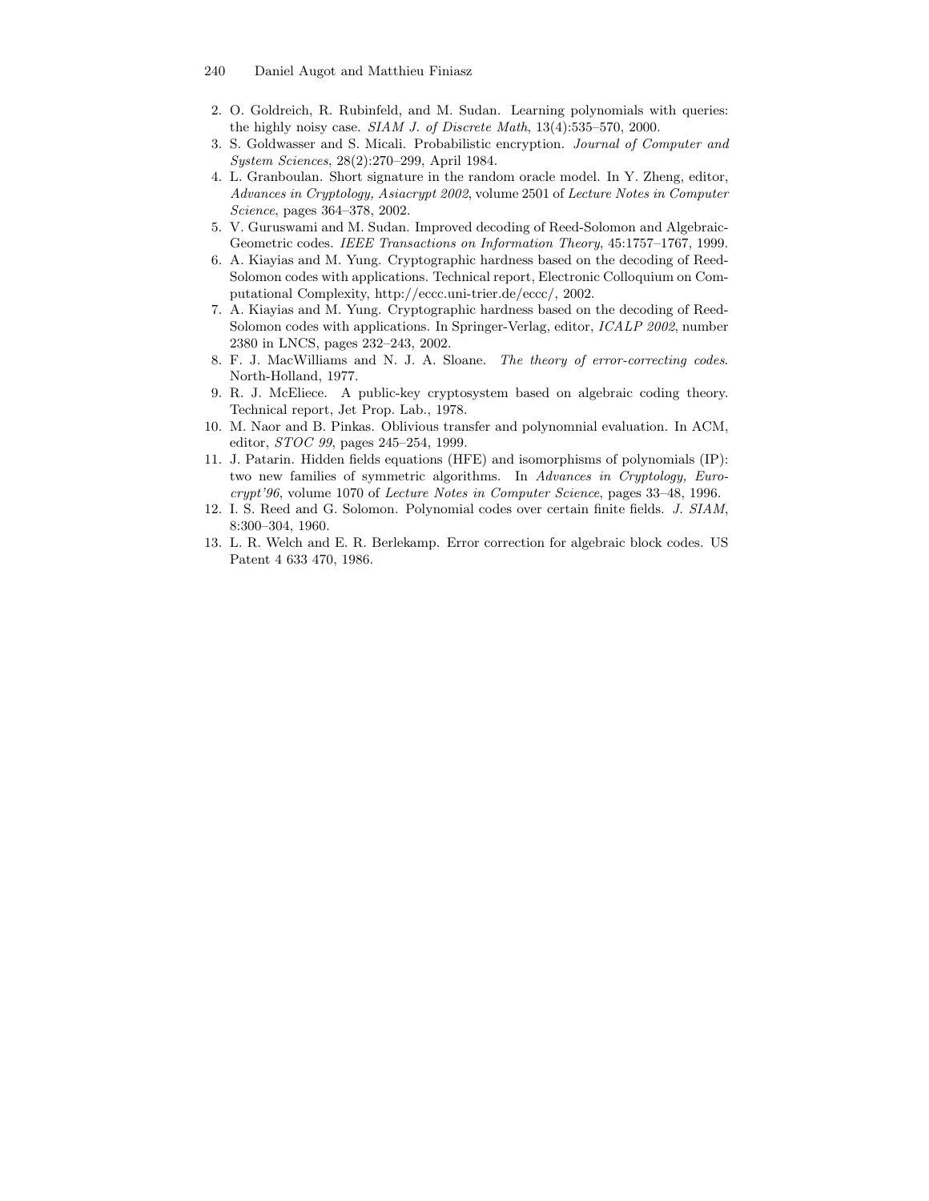2. O. Goldreich, R. Rubinfeld, and M. Sudan. Learning polynomials with queries: the highly noisy case. *SIAM J. of Discrete Math*, 13(4):535–570, 2000.
3. S. Goldwasser and S. Micali. Probabilistic encryption. *Journal of Computer and System Sciences*, 28(2):270–299, April 1984.
4. L. Granboulan. Short signature in the random oracle model. In Y. Zheng, editor, *Advances in Cryptology, Asiacrypt 2002*, volume 2501 of *Lecture Notes in Computer Science*, pages 364–378, 2002.
5. V. Guruswami and M. Sudan. Improved decoding of Reed-Solomon and Algebraic-Geometric codes. *IEEE Transactions on Information Theory*, 45:1757–1767, 1999.
6. A. Kiayias and M. Yung. Cryptographic hardness based on the decoding of Reed-Solomon codes with applications. Technical report, Electronic Colloquium on Computational Complexity, http://eccc.uni-trier.de/eccc/, 2002.
7. A. Kiayias and M. Yung. Cryptographic hardness based on the decoding of Reed-Solomon codes with applications. In Springer-Verlag, editor, *ICALP 2002*, number 2380 in LNCS, pages 232–243, 2002.
8. F. J. MacWilliams and N. J. A. Sloane. *The theory of error-correcting codes*. North-Holland, 1977.
9. R. J. McEliece. A public-key cryptosystem based on algebraic coding theory. Technical report, Jet Prop. Lab., 1978.
10. M. Naor and B. Pinkas. Oblivious transfer and polynomnial evaluation. In ACM, editor, *STOC 99*, pages 245–254, 1999.
11. J. Patarin. Hidden fields equations (HFE) and isomorphisms of polynomials (IP): two new families of symmetric algorithms. In *Advances in Cryptology, Eurocrypt'96*, volume 1070 of *Lecture Notes in Computer Science*, pages 33–48, 1996.
12. I. S. Reed and G. Solomon. Polynomial codes over certain finite fields. *J. SIAM*, 8:300–304, 1960.
13. L. R. Welch and E. R. Berlekamp. Error correction for algebraic block codes. US Patent 4 633 470, 1986.